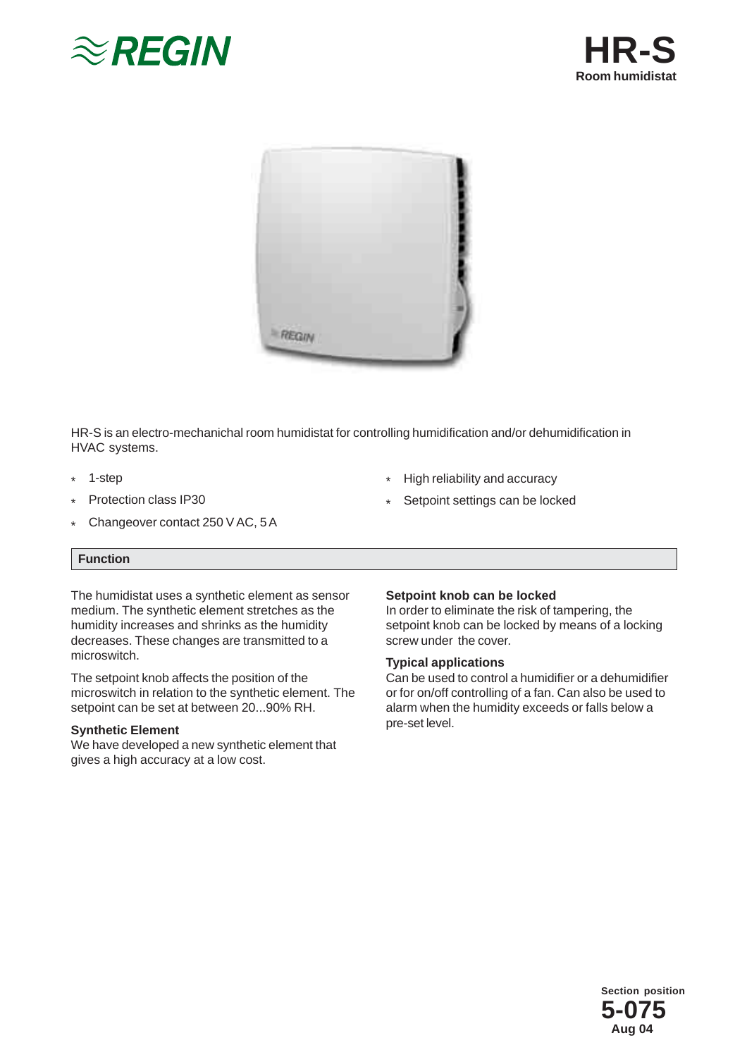REGIN

# HR-S

**Room humidistat**

HR-S is an electro-mechanichal room humidistat for controlling humidification and/or dehumidification in HVAC systems.

- 1-step
- Protection class IP30
- Changeover contact 250 V AC, 5 A
- High reliability and accuracy
- Setpoint settings can be locked

## Function

The humidistat uses a synthetic element as sensor medium. The synthetic element stretches as the humidity increases and shrinks as the humidity decreases. These changes are transmitted to a microswitch.

The setpoint knob affects the position of the microswitch in relation to the synthetic element. The setpoint can be set at between 20...90% RH.

### Synthetic Element

We have developed a new synthetic element that gives a high accuracy at a low cost.

### Setpoint knob can be locked

In order to eliminate the risk of tampering, the setpoint knob can be locked by means of a locking screw under the cover.

### Typical applications

Can be used to control a humidifier or a dehumidifier or for on/off controlling of a fan. Can also be used to alarm when the humidity exceeds or falls below a pre-set level.

Section position
**5-075**
Aug 04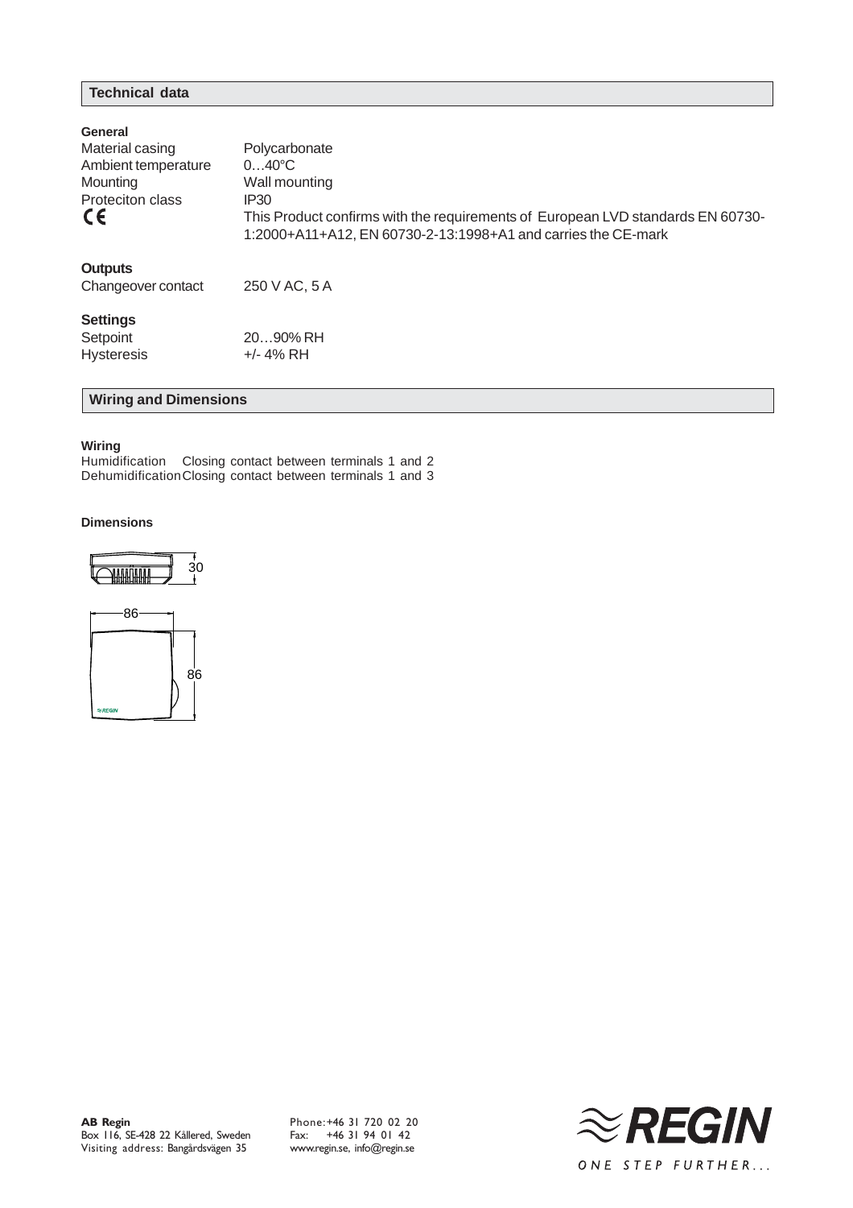## Technical data

### General

| | |
|---|---|
| Material casing | Polycarbonate |
| Ambient temperature | 0…40°C |
| Mounting | Wall mounting |
| Proteciton class | IP30 |
| CE | This Product confirms with the requirements of European LVD standards EN 60730-1:2000+A11+A12, EN 60730-2-13:1998+A1 and carries the CE-mark |

### Outputs

| | |
|---|---|
| Changeover contact | 250 V AC, 5 A |

### Settings

| | |
|---|---|
| Setpoint | 20…90% RH |
| Hysteresis | +/- 4% RH |

## Wiring and Dimensions

### Wiring

| | |
|---|---|
| Humidification | Closing contact between terminals 1 and 2 |
| Dehumidification | Closing contact between terminals 1 and 3 |

### Dimensions

30

86

86

REGIN

**AB Regin**
Box 116, SE-428 22 Kållered, Sweden
Visiting address: Bangårdsvägen 35

Phone: +46 31 720 02 20
Fax: +46 31 94 01 42
www.regin.se, info@regin.se

REGIN
ONE STEP FURTHER...